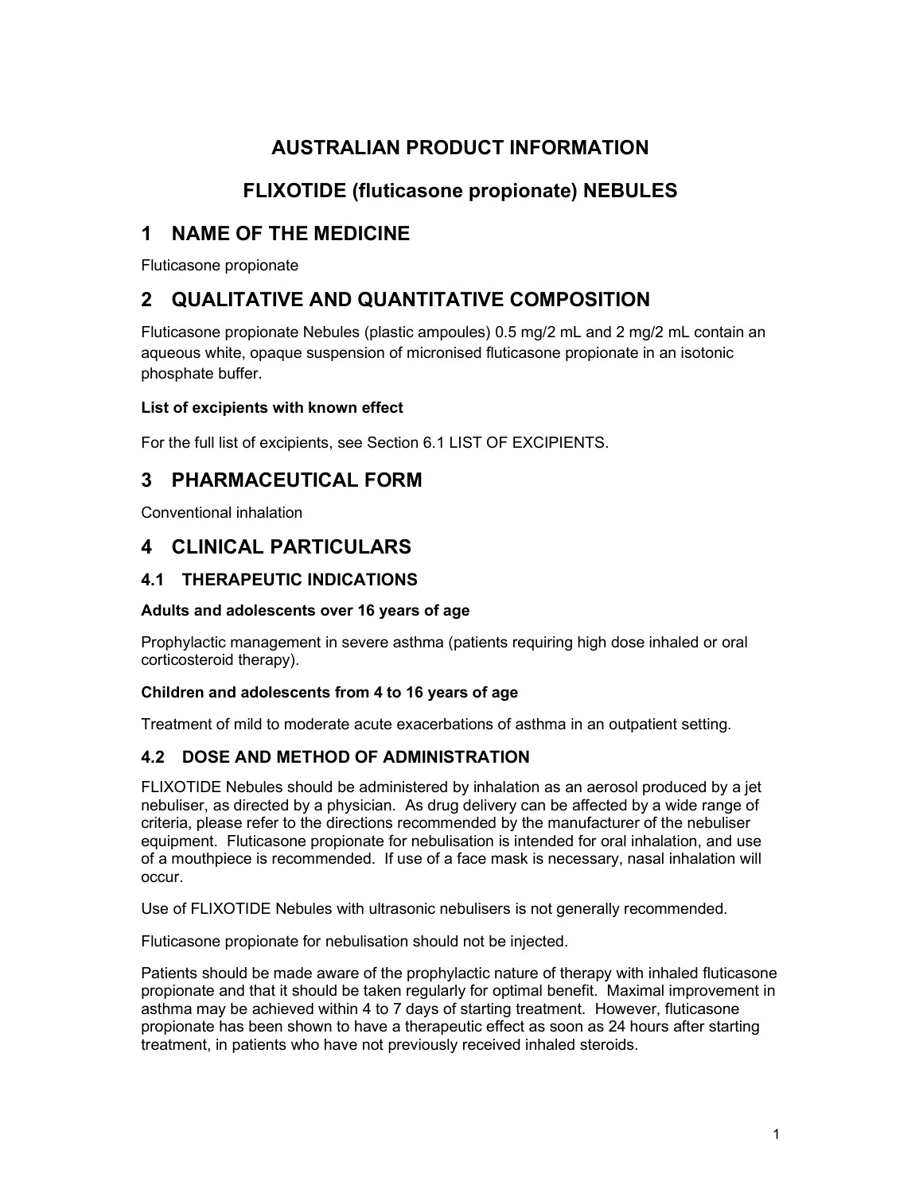# AUSTRALIAN PRODUCT INFORMATION

# FLIXOTIDE (fluticasone propionate) NEBULES

## 1 NAME OF THE MEDICINE

Fluticasone propionate

## 2 QUALITATIVE AND QUANTITATIVE COMPOSITION

Fluticasone propionate Nebules (plastic ampoules) 0.5 mg/2 mL and 2 mg/2 mL contain an aqueous white, opaque suspension of micronised fluticasone propionate in an isotonic phosphate buffer.

**List of excipients with known effect**

For the full list of excipients, see Section 6.1 LIST OF EXCIPIENTS.

## 3 PHARMACEUTICAL FORM

Conventional inhalation

## 4 CLINICAL PARTICULARS

### 4.1 THERAPEUTIC INDICATIONS

**Adults and adolescents over 16 years of age**

Prophylactic management in severe asthma (patients requiring high dose inhaled or oral corticosteroid therapy).

**Children and adolescents from 4 to 16 years of age**

Treatment of mild to moderate acute exacerbations of asthma in an outpatient setting.

### 4.2 DOSE AND METHOD OF ADMINISTRATION

FLIXOTIDE Nebules should be administered by inhalation as an aerosol produced by a jet nebuliser, as directed by a physician. As drug delivery can be affected by a wide range of criteria, please refer to the directions recommended by the manufacturer of the nebuliser equipment. Fluticasone propionate for nebulisation is intended for oral inhalation, and use of a mouthpiece is recommended. If use of a face mask is necessary, nasal inhalation will occur.

Use of FLIXOTIDE Nebules with ultrasonic nebulisers is not generally recommended.

Fluticasone propionate for nebulisation should not be injected.

Patients should be made aware of the prophylactic nature of therapy with inhaled fluticasone propionate and that it should be taken regularly for optimal benefit. Maximal improvement in asthma may be achieved within 4 to 7 days of starting treatment. However, fluticasone propionate has been shown to have a therapeutic effect as soon as 24 hours after starting treatment, in patients who have not previously received inhaled steroids.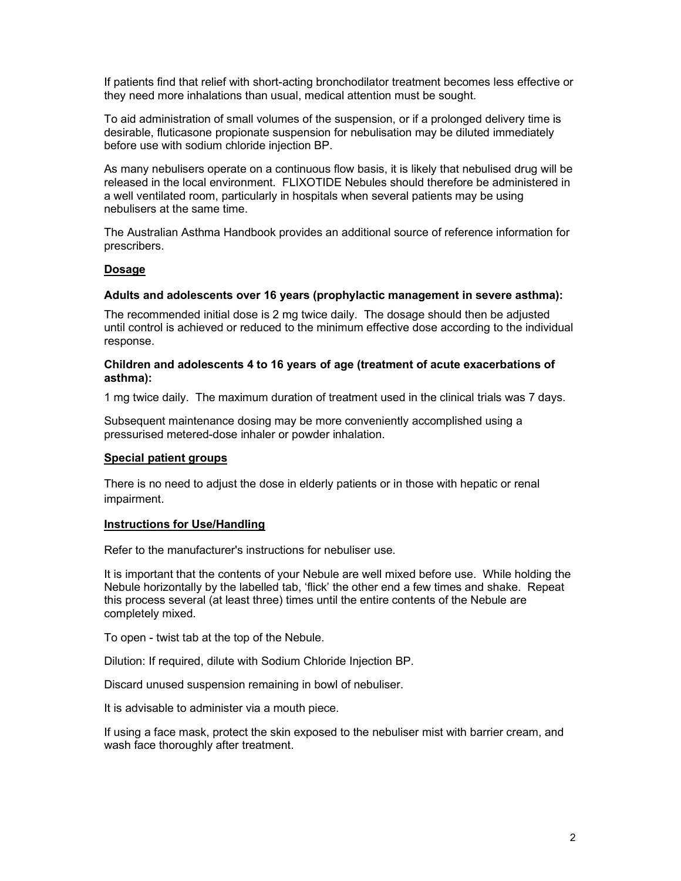If patients find that relief with short-acting bronchodilator treatment becomes less effective or they need more inhalations than usual, medical attention must be sought.

To aid administration of small volumes of the suspension, or if a prolonged delivery time is desirable, fluticasone propionate suspension for nebulisation may be diluted immediately before use with sodium chloride injection BP.

As many nebulisers operate on a continuous flow basis, it is likely that nebulised drug will be released in the local environment. FLIXOTIDE Nebules should therefore be administered in a well ventilated room, particularly in hospitals when several patients may be using nebulisers at the same time.

The Australian Asthma Handbook provides an additional source of reference information for prescribers.

## Dosage

**Adults and adolescents over 16 years (prophylactic management in severe asthma):**

The recommended initial dose is 2 mg twice daily. The dosage should then be adjusted until control is achieved or reduced to the minimum effective dose according to the individual response.

**Children and adolescents 4 to 16 years of age (treatment of acute exacerbations of asthma):**

1 mg twice daily. The maximum duration of treatment used in the clinical trials was 7 days.

Subsequent maintenance dosing may be more conveniently accomplished using a pressurised metered-dose inhaler or powder inhalation.

## Special patient groups

There is no need to adjust the dose in elderly patients or in those with hepatic or renal impairment.

## Instructions for Use/Handling

Refer to the manufacturer's instructions for nebuliser use.

It is important that the contents of your Nebule are well mixed before use. While holding the Nebule horizontally by the labelled tab, 'flick' the other end a few times and shake. Repeat this process several (at least three) times until the entire contents of the Nebule are completely mixed.

To open - twist tab at the top of the Nebule.

Dilution: If required, dilute with Sodium Chloride Injection BP.

Discard unused suspension remaining in bowl of nebuliser.

It is advisable to administer via a mouth piece.

If using a face mask, protect the skin exposed to the nebuliser mist with barrier cream, and wash face thoroughly after treatment.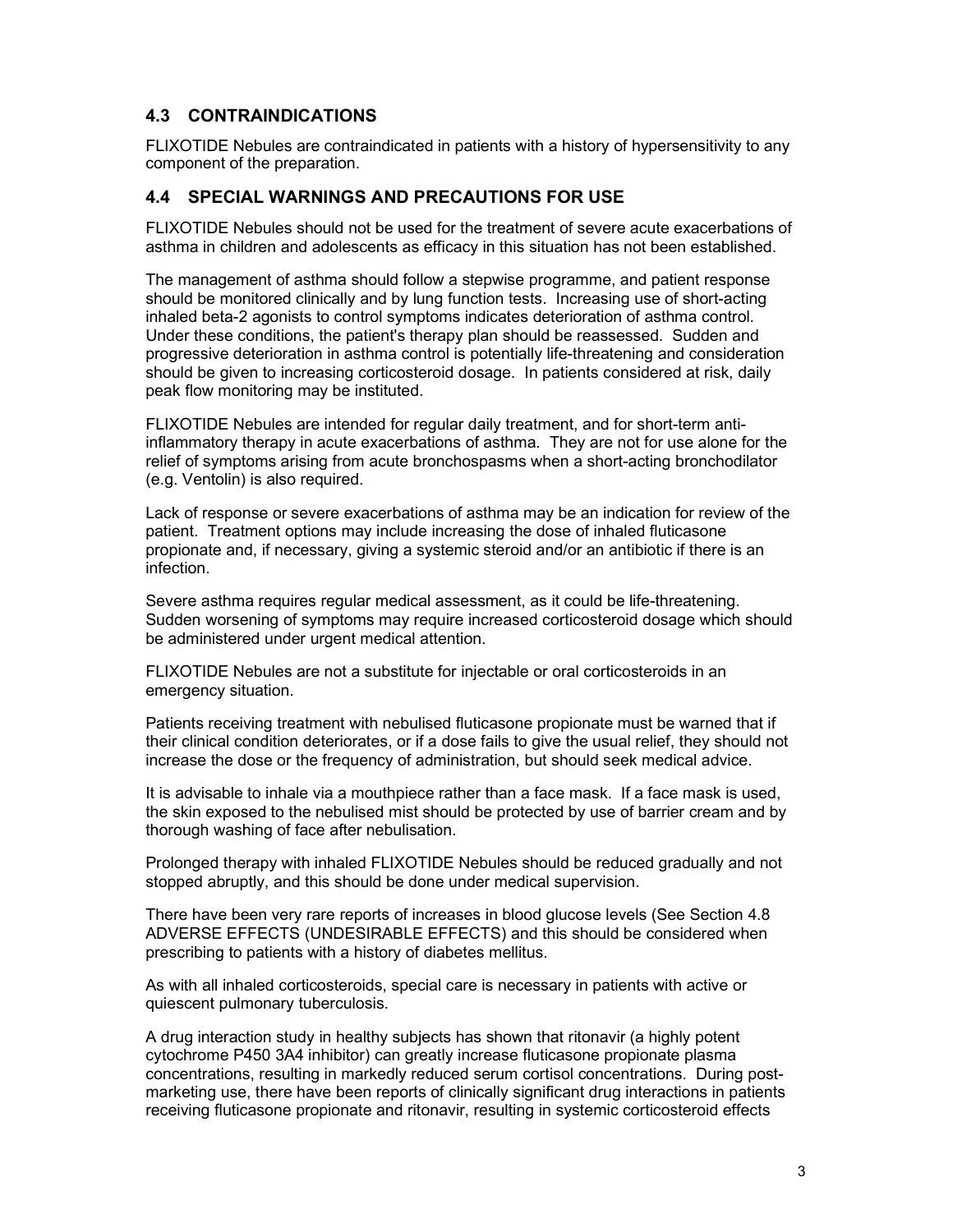## 4.3 CONTRAINDICATIONS

FLIXOTIDE Nebules are contraindicated in patients with a history of hypersensitivity to any component of the preparation.

## 4.4 SPECIAL WARNINGS AND PRECAUTIONS FOR USE

FLIXOTIDE Nebules should not be used for the treatment of severe acute exacerbations of asthma in children and adolescents as efficacy in this situation has not been established.

The management of asthma should follow a stepwise programme, and patient response should be monitored clinically and by lung function tests. Increasing use of short-acting inhaled beta-2 agonists to control symptoms indicates deterioration of asthma control. Under these conditions, the patient's therapy plan should be reassessed. Sudden and progressive deterioration in asthma control is potentially life-threatening and consideration should be given to increasing corticosteroid dosage. In patients considered at risk, daily peak flow monitoring may be instituted.

FLIXOTIDE Nebules are intended for regular daily treatment, and for short-term anti-inflammatory therapy in acute exacerbations of asthma. They are not for use alone for the relief of symptoms arising from acute bronchospasms when a short-acting bronchodilator (e.g. Ventolin) is also required.

Lack of response or severe exacerbations of asthma may be an indication for review of the patient. Treatment options may include increasing the dose of inhaled fluticasone propionate and, if necessary, giving a systemic steroid and/or an antibiotic if there is an infection.

Severe asthma requires regular medical assessment, as it could be life-threatening. Sudden worsening of symptoms may require increased corticosteroid dosage which should be administered under urgent medical attention.

FLIXOTIDE Nebules are not a substitute for injectable or oral corticosteroids in an emergency situation.

Patients receiving treatment with nebulised fluticasone propionate must be warned that if their clinical condition deteriorates, or if a dose fails to give the usual relief, they should not increase the dose or the frequency of administration, but should seek medical advice.

It is advisable to inhale via a mouthpiece rather than a face mask. If a face mask is used, the skin exposed to the nebulised mist should be protected by use of barrier cream and by thorough washing of face after nebulisation.

Prolonged therapy with inhaled FLIXOTIDE Nebules should be reduced gradually and not stopped abruptly, and this should be done under medical supervision.

There have been very rare reports of increases in blood glucose levels (See Section 4.8 ADVERSE EFFECTS (UNDESIRABLE EFFECTS) and this should be considered when prescribing to patients with a history of diabetes mellitus.

As with all inhaled corticosteroids, special care is necessary in patients with active or quiescent pulmonary tuberculosis.

A drug interaction study in healthy subjects has shown that ritonavir (a highly potent cytochrome P450 3A4 inhibitor) can greatly increase fluticasone propionate plasma concentrations, resulting in markedly reduced serum cortisol concentrations. During post-marketing use, there have been reports of clinically significant drug interactions in patients receiving fluticasone propionate and ritonavir, resulting in systemic corticosteroid effects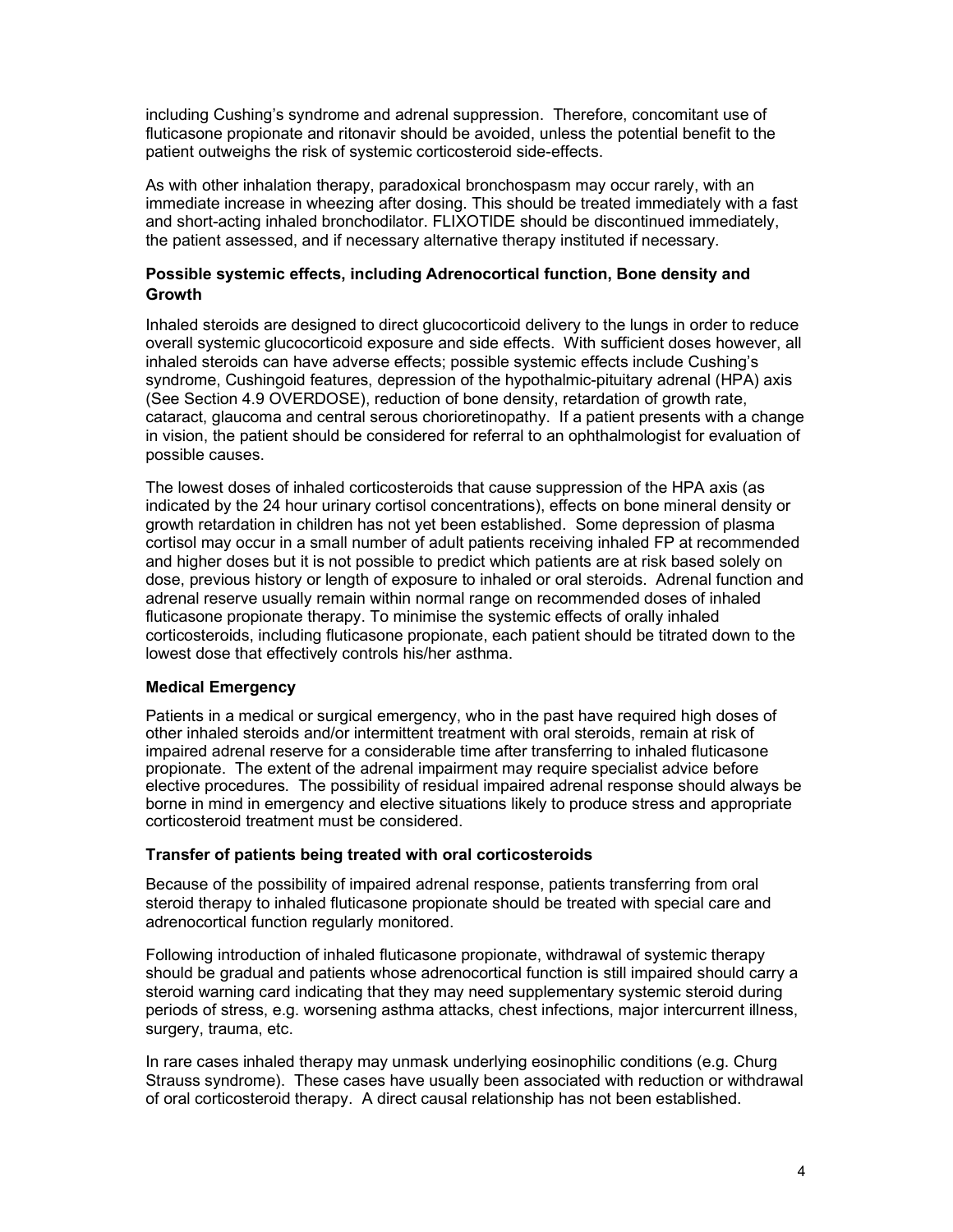including Cushing's syndrome and adrenal suppression. Therefore, concomitant use of fluticasone propionate and ritonavir should be avoided, unless the potential benefit to the patient outweighs the risk of systemic corticosteroid side-effects.

As with other inhalation therapy, paradoxical bronchospasm may occur rarely, with an immediate increase in wheezing after dosing. This should be treated immediately with a fast and short-acting inhaled bronchodilator. FLIXOTIDE should be discontinued immediately, the patient assessed, and if necessary alternative therapy instituted if necessary.

**Possible systemic effects, including Adrenocortical function, Bone density and Growth**

Inhaled steroids are designed to direct glucocorticoid delivery to the lungs in order to reduce overall systemic glucocorticoid exposure and side effects. With sufficient doses however, all inhaled steroids can have adverse effects; possible systemic effects include Cushing's syndrome, Cushingoid features, depression of the hypothalmic-pituitary adrenal (HPA) axis (See Section 4.9 OVERDOSE), reduction of bone density, retardation of growth rate, cataract, glaucoma and central serous chorioretinopathy. If a patient presents with a change in vision, the patient should be considered for referral to an ophthalmologist for evaluation of possible causes.

The lowest doses of inhaled corticosteroids that cause suppression of the HPA axis (as indicated by the 24 hour urinary cortisol concentrations), effects on bone mineral density or growth retardation in children has not yet been established. Some depression of plasma cortisol may occur in a small number of adult patients receiving inhaled FP at recommended and higher doses but it is not possible to predict which patients are at risk based solely on dose, previous history or length of exposure to inhaled or oral steroids. Adrenal function and adrenal reserve usually remain within normal range on recommended doses of inhaled fluticasone propionate therapy. To minimise the systemic effects of orally inhaled corticosteroids, including fluticasone propionate, each patient should be titrated down to the lowest dose that effectively controls his/her asthma.

**Medical Emergency**

Patients in a medical or surgical emergency, who in the past have required high doses of other inhaled steroids and/or intermittent treatment with oral steroids, remain at risk of impaired adrenal reserve for a considerable time after transferring to inhaled fluticasone propionate. The extent of the adrenal impairment may require specialist advice before elective procedures. The possibility of residual impaired adrenal response should always be borne in mind in emergency and elective situations likely to produce stress and appropriate corticosteroid treatment must be considered.

**Transfer of patients being treated with oral corticosteroids**

Because of the possibility of impaired adrenal response, patients transferring from oral steroid therapy to inhaled fluticasone propionate should be treated with special care and adrenocortical function regularly monitored.

Following introduction of inhaled fluticasone propionate, withdrawal of systemic therapy should be gradual and patients whose adrenocortical function is still impaired should carry a steroid warning card indicating that they may need supplementary systemic steroid during periods of stress, e.g. worsening asthma attacks, chest infections, major intercurrent illness, surgery, trauma, etc.

In rare cases inhaled therapy may unmask underlying eosinophilic conditions (e.g. Churg Strauss syndrome). These cases have usually been associated with reduction or withdrawal of oral corticosteroid therapy. A direct causal relationship has not been established.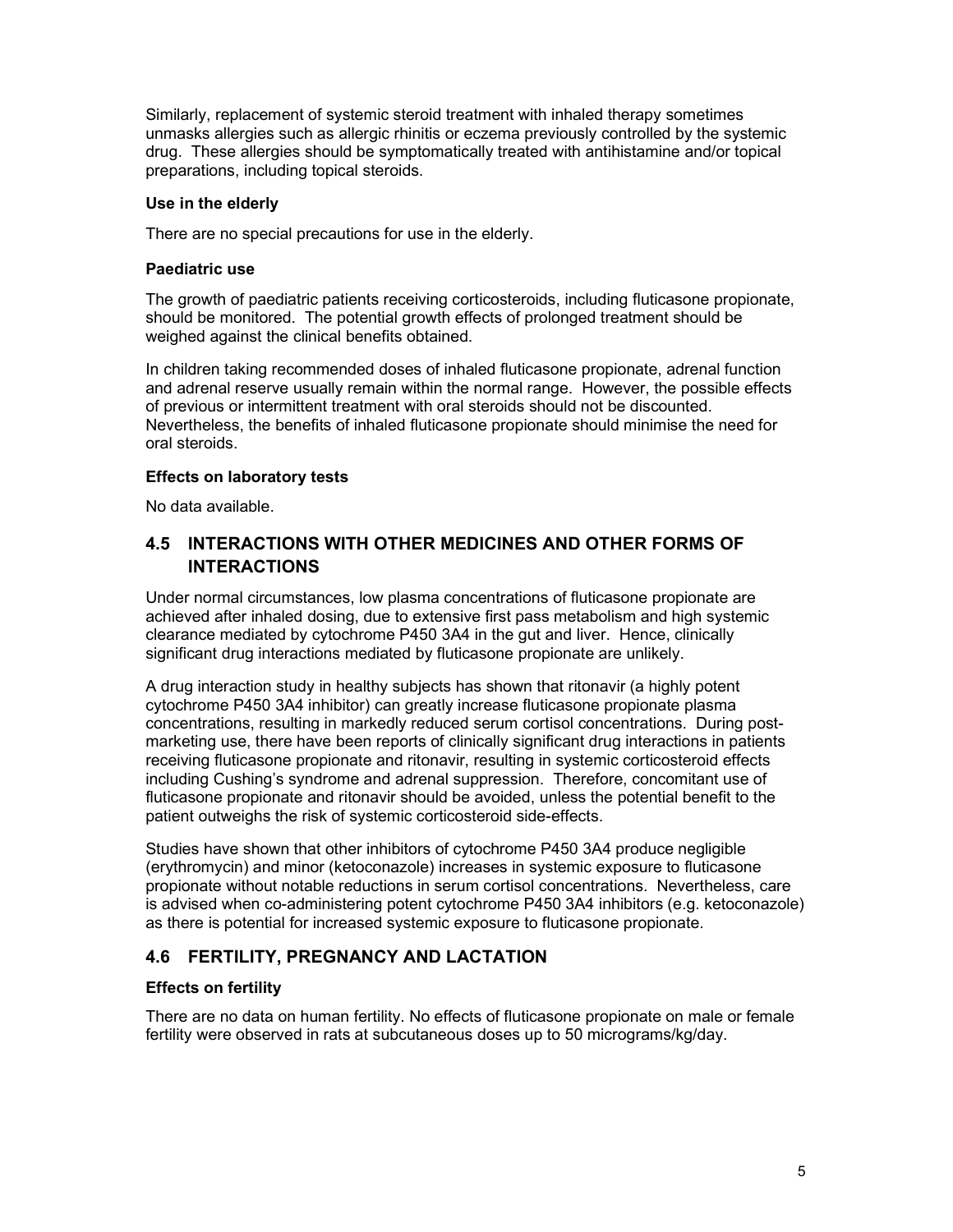Similarly, replacement of systemic steroid treatment with inhaled therapy sometimes unmasks allergies such as allergic rhinitis or eczema previously controlled by the systemic drug. These allergies should be symptomatically treated with antihistamine and/or topical preparations, including topical steroids.

**Use in the elderly**

There are no special precautions for use in the elderly.

**Paediatric use**

The growth of paediatric patients receiving corticosteroids, including fluticasone propionate, should be monitored. The potential growth effects of prolonged treatment should be weighed against the clinical benefits obtained.

In children taking recommended doses of inhaled fluticasone propionate, adrenal function and adrenal reserve usually remain within the normal range. However, the possible effects of previous or intermittent treatment with oral steroids should not be discounted. Nevertheless, the benefits of inhaled fluticasone propionate should minimise the need for oral steroids.

**Effects on laboratory tests**

No data available.

## 4.5 INTERACTIONS WITH OTHER MEDICINES AND OTHER FORMS OF INTERACTIONS

Under normal circumstances, low plasma concentrations of fluticasone propionate are achieved after inhaled dosing, due to extensive first pass metabolism and high systemic clearance mediated by cytochrome P450 3A4 in the gut and liver. Hence, clinically significant drug interactions mediated by fluticasone propionate are unlikely.

A drug interaction study in healthy subjects has shown that ritonavir (a highly potent cytochrome P450 3A4 inhibitor) can greatly increase fluticasone propionate plasma concentrations, resulting in markedly reduced serum cortisol concentrations. During post-marketing use, there have been reports of clinically significant drug interactions in patients receiving fluticasone propionate and ritonavir, resulting in systemic corticosteroid effects including Cushing's syndrome and adrenal suppression. Therefore, concomitant use of fluticasone propionate and ritonavir should be avoided, unless the potential benefit to the patient outweighs the risk of systemic corticosteroid side-effects.

Studies have shown that other inhibitors of cytochrome P450 3A4 produce negligible (erythromycin) and minor (ketoconazole) increases in systemic exposure to fluticasone propionate without notable reductions in serum cortisol concentrations. Nevertheless, care is advised when co-administering potent cytochrome P450 3A4 inhibitors (e.g. ketoconazole) as there is potential for increased systemic exposure to fluticasone propionate.

## 4.6 FERTILITY, PREGNANCY AND LACTATION

**Effects on fertility**

There are no data on human fertility. No effects of fluticasone propionate on male or female fertility were observed in rats at subcutaneous doses up to 50 micrograms/kg/day.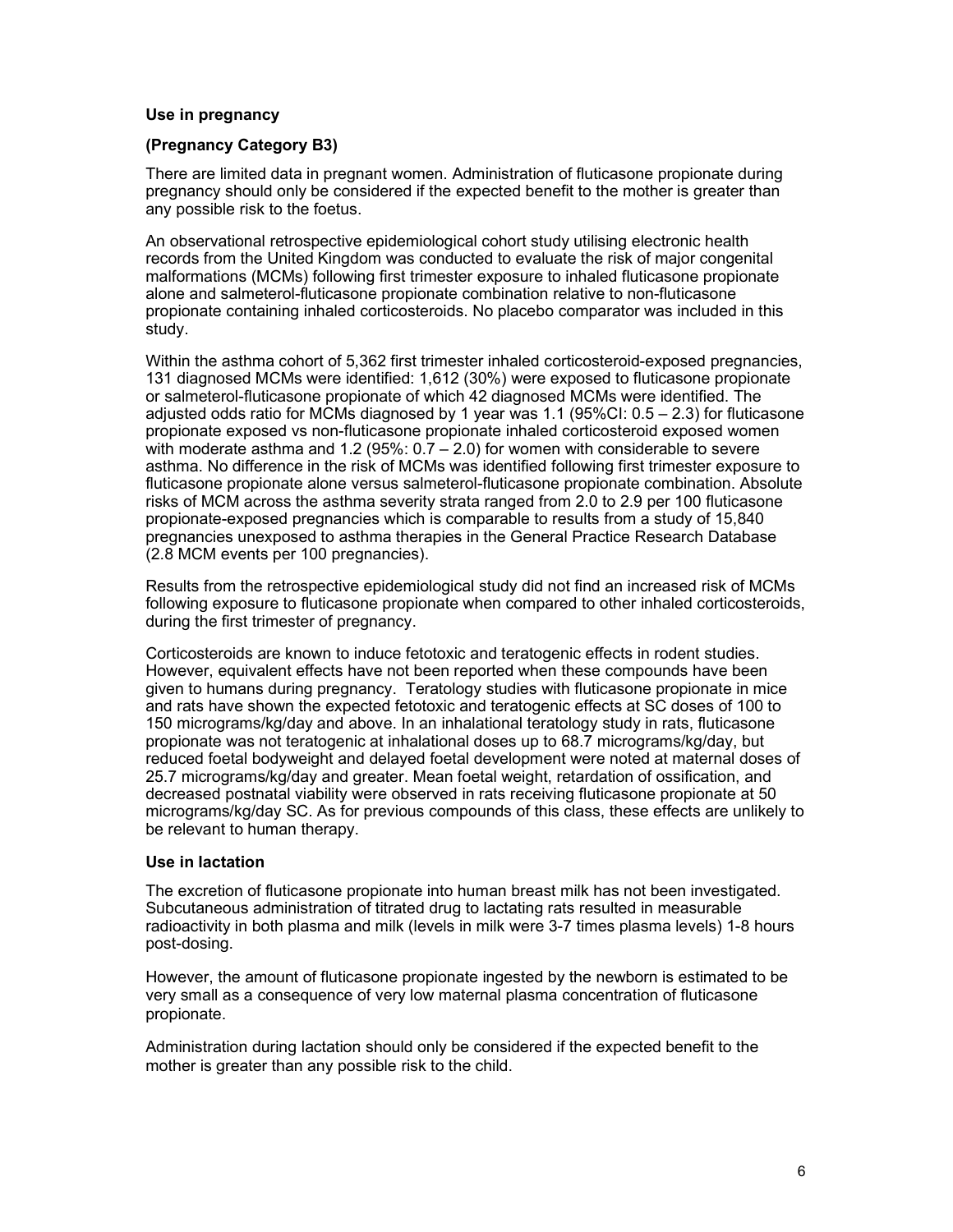### Use in pregnancy

### (Pregnancy Category B3)

There are limited data in pregnant women. Administration of fluticasone propionate during pregnancy should only be considered if the expected benefit to the mother is greater than any possible risk to the foetus.

An observational retrospective epidemiological cohort study utilising electronic health records from the United Kingdom was conducted to evaluate the risk of major congenital malformations (MCMs) following first trimester exposure to inhaled fluticasone propionate alone and salmeterol-fluticasone propionate combination relative to non-fluticasone propionate containing inhaled corticosteroids. No placebo comparator was included in this study.

Within the asthma cohort of 5,362 first trimester inhaled corticosteroid-exposed pregnancies, 131 diagnosed MCMs were identified: 1,612 (30%) were exposed to fluticasone propionate or salmeterol-fluticasone propionate of which 42 diagnosed MCMs were identified. The adjusted odds ratio for MCMs diagnosed by 1 year was 1.1 (95%CI: 0.5 – 2.3) for fluticasone propionate exposed vs non-fluticasone propionate inhaled corticosteroid exposed women with moderate asthma and 1.2 (95%: 0.7 – 2.0) for women with considerable to severe asthma. No difference in the risk of MCMs was identified following first trimester exposure to fluticasone propionate alone versus salmeterol-fluticasone propionate combination. Absolute risks of MCM across the asthma severity strata ranged from 2.0 to 2.9 per 100 fluticasone propionate-exposed pregnancies which is comparable to results from a study of 15,840 pregnancies unexposed to asthma therapies in the General Practice Research Database (2.8 MCM events per 100 pregnancies).

Results from the retrospective epidemiological study did not find an increased risk of MCMs following exposure to fluticasone propionate when compared to other inhaled corticosteroids, during the first trimester of pregnancy.

Corticosteroids are known to induce fetotoxic and teratogenic effects in rodent studies. However, equivalent effects have not been reported when these compounds have been given to humans during pregnancy. Teratology studies with fluticasone propionate in mice and rats have shown the expected fetotoxic and teratogenic effects at SC doses of 100 to 150 micrograms/kg/day and above. In an inhalational teratology study in rats, fluticasone propionate was not teratogenic at inhalational doses up to 68.7 micrograms/kg/day, but reduced foetal bodyweight and delayed foetal development were noted at maternal doses of 25.7 micrograms/kg/day and greater. Mean foetal weight, retardation of ossification, and decreased postnatal viability were observed in rats receiving fluticasone propionate at 50 micrograms/kg/day SC. As for previous compounds of this class, these effects are unlikely to be relevant to human therapy.

### Use in lactation

The excretion of fluticasone propionate into human breast milk has not been investigated. Subcutaneous administration of titrated drug to lactating rats resulted in measurable radioactivity in both plasma and milk (levels in milk were 3-7 times plasma levels) 1-8 hours post-dosing.

However, the amount of fluticasone propionate ingested by the newborn is estimated to be very small as a consequence of very low maternal plasma concentration of fluticasone propionate.

Administration during lactation should only be considered if the expected benefit to the mother is greater than any possible risk to the child.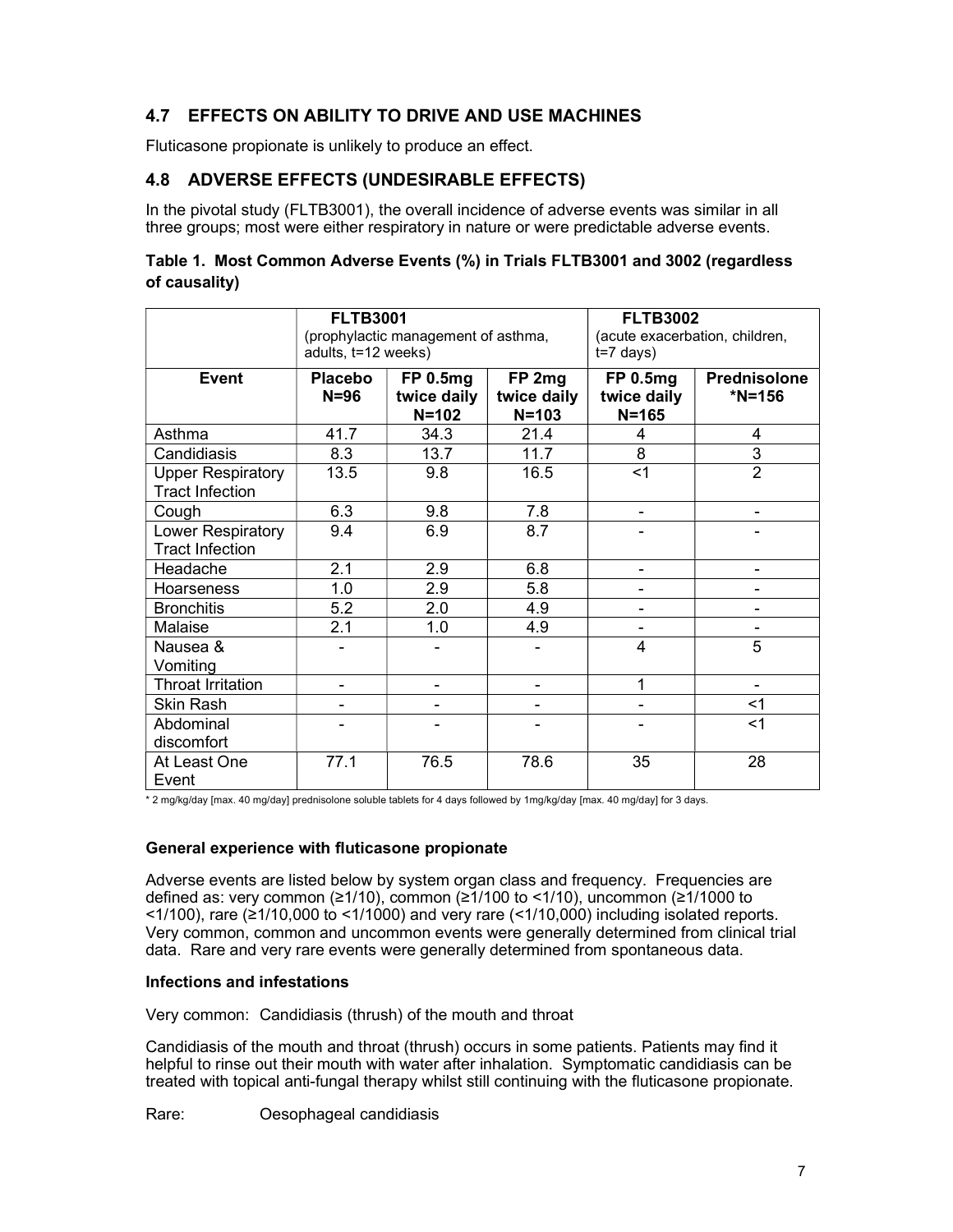## 4.7 EFFECTS ON ABILITY TO DRIVE AND USE MACHINES

Fluticasone propionate is unlikely to produce an effect.

## 4.8 ADVERSE EFFECTS (UNDESIRABLE EFFECTS)

In the pivotal study (FLTB3001), the overall incidence of adverse events was similar in all three groups; most were either respiratory in nature or were predictable adverse events.

**Table 1. Most Common Adverse Events (%) in Trials FLTB3001 and 3002 (regardless of causality)**

| | **FLTB3001** (prophylactic management of asthma, adults, t=12 weeks) | | | **FLTB3002** (acute exacerbation, children, t=7 days) | |
|---|---|---|---|---|---|
| **Event** | **Placebo N=96** | **FP 0.5mg twice daily N=102** | **FP 2mg twice daily N=103** | **FP 0.5mg twice daily N=165** | **Prednisolone *N=156** |
| Asthma | 41.7 | 34.3 | 21.4 | 4 | 4 |
| Candidiasis | 8.3 | 13.7 | 11.7 | 8 | 3 |
| Upper Respiratory Tract Infection | 13.5 | 9.8 | 16.5 | <1 | 2 |
| Cough | 6.3 | 9.8 | 7.8 | - | - |
| Lower Respiratory Tract Infection | 9.4 | 6.9 | 8.7 | - | - |
| Headache | 2.1 | 2.9 | 6.8 | - | - |
| Hoarseness | 1.0 | 2.9 | 5.8 | - | - |
| Bronchitis | 5.2 | 2.0 | 4.9 | - | - |
| Malaise | 2.1 | 1.0 | 4.9 | - | - |
| Nausea & Vomiting | - | - | - | 4 | 5 |
| Throat Irritation | - | - | - | 1 | - |
| Skin Rash | - | - | - | - | <1 |
| Abdominal discomfort | - | - | - | - | <1 |
| At Least One Event | 77.1 | 76.5 | 78.6 | 35 | 28 |

* 2 mg/kg/day [max. 40 mg/day] prednisolone soluble tablets for 4 days followed by 1mg/kg/day [max. 40 mg/day] for 3 days.

**General experience with fluticasone propionate**

Adverse events are listed below by system organ class and frequency. Frequencies are defined as: very common (≥1/10), common (≥1/100 to <1/10), uncommon (≥1/1000 to <1/100), rare (≥1/10,000 to <1/1000) and very rare (<1/10,000) including isolated reports. Very common, common and uncommon events were generally determined from clinical trial data. Rare and very rare events were generally determined from spontaneous data.

**Infections and infestations**

Very common: Candidiasis (thrush) of the mouth and throat

Candidiasis of the mouth and throat (thrush) occurs in some patients. Patients may find it helpful to rinse out their mouth with water after inhalation. Symptomatic candidiasis can be treated with topical anti-fungal therapy whilst still continuing with the fluticasone propionate.

Rare: Oesophageal candidiasis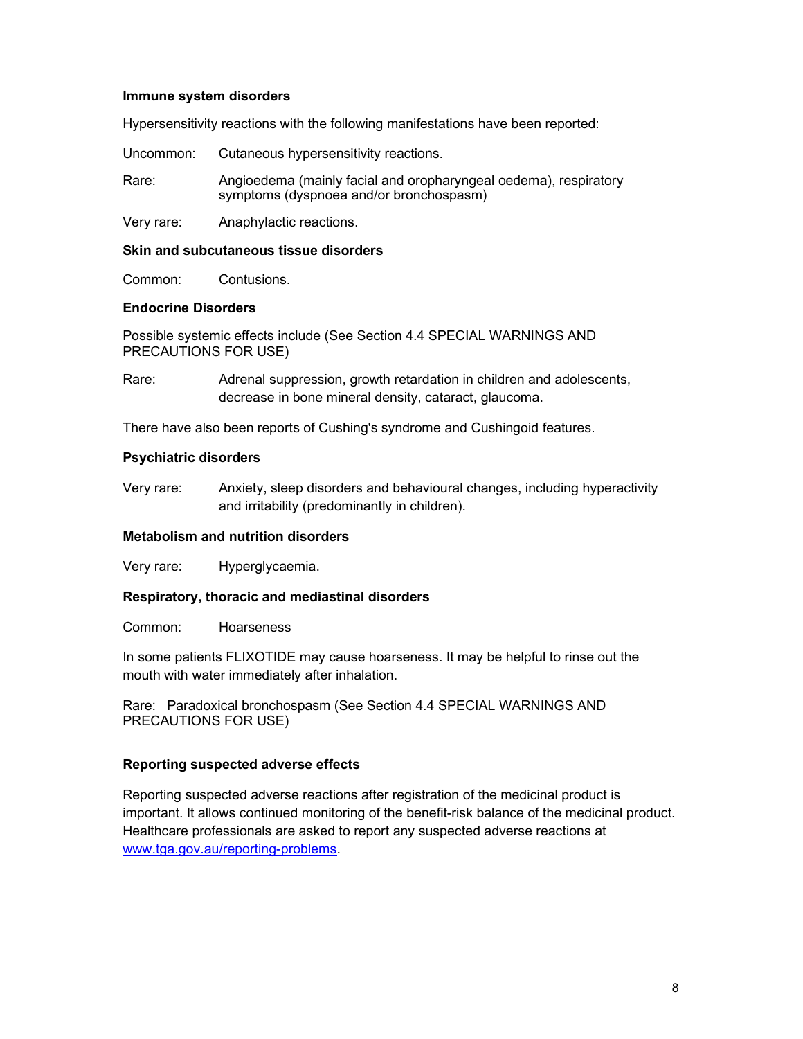**Immune system disorders**

Hypersensitivity reactions with the following manifestations have been reported:

Uncommon: Cutaneous hypersensitivity reactions.

Rare: Angioedema (mainly facial and oropharyngeal oedema), respiratory symptoms (dyspnoea and/or bronchospasm)

Very rare: Anaphylactic reactions.

**Skin and subcutaneous tissue disorders**

Common: Contusions.

**Endocrine Disorders**

Possible systemic effects include (See Section 4.4 SPECIAL WARNINGS AND PRECAUTIONS FOR USE)

Rare: Adrenal suppression, growth retardation in children and adolescents, decrease in bone mineral density, cataract, glaucoma.

There have also been reports of Cushing's syndrome and Cushingoid features.

**Psychiatric disorders**

Very rare: Anxiety, sleep disorders and behavioural changes, including hyperactivity and irritability (predominantly in children).

**Metabolism and nutrition disorders**

Very rare: Hyperglycaemia.

**Respiratory, thoracic and mediastinal disorders**

Common: Hoarseness

In some patients FLIXOTIDE may cause hoarseness. It may be helpful to rinse out the mouth with water immediately after inhalation.

Rare: Paradoxical bronchospasm (See Section 4.4 SPECIAL WARNINGS AND PRECAUTIONS FOR USE)

**Reporting suspected adverse effects**

Reporting suspected adverse reactions after registration of the medicinal product is important. It allows continued monitoring of the benefit-risk balance of the medicinal product. Healthcare professionals are asked to report any suspected adverse reactions at www.tga.gov.au/reporting-problems.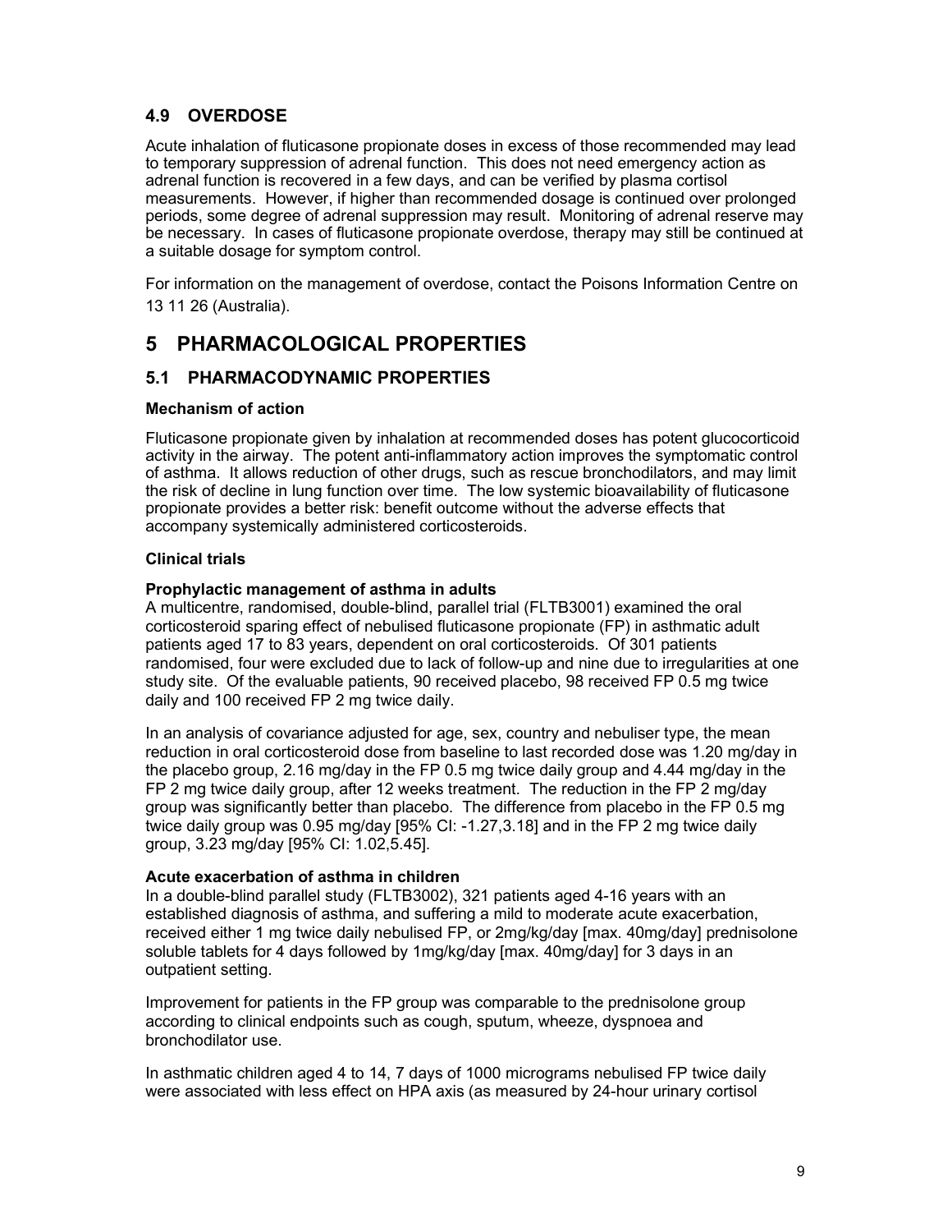### 4.9 OVERDOSE

Acute inhalation of fluticasone propionate doses in excess of those recommended may lead to temporary suppression of adrenal function. This does not need emergency action as adrenal function is recovered in a few days, and can be verified by plasma cortisol measurements. However, if higher than recommended dosage is continued over prolonged periods, some degree of adrenal suppression may result. Monitoring of adrenal reserve may be necessary. In cases of fluticasone propionate overdose, therapy may still be continued at a suitable dosage for symptom control.

For information on the management of overdose, contact the Poisons Information Centre on 13 11 26 (Australia).

## 5 PHARMACOLOGICAL PROPERTIES

### 5.1 PHARMACODYNAMIC PROPERTIES

**Mechanism of action**

Fluticasone propionate given by inhalation at recommended doses has potent glucocorticoid activity in the airway. The potent anti-inflammatory action improves the symptomatic control of asthma. It allows reduction of other drugs, such as rescue bronchodilators, and may limit the risk of decline in lung function over time. The low systemic bioavailability of fluticasone propionate provides a better risk: benefit outcome without the adverse effects that accompany systemically administered corticosteroids.

**Clinical trials**

**Prophylactic management of asthma in adults**

A multicentre, randomised, double-blind, parallel trial (FLTB3001) examined the oral corticosteroid sparing effect of nebulised fluticasone propionate (FP) in asthmatic adult patients aged 17 to 83 years, dependent on oral corticosteroids. Of 301 patients randomised, four were excluded due to lack of follow-up and nine due to irregularities at one study site. Of the evaluable patients, 90 received placebo, 98 received FP 0.5 mg twice daily and 100 received FP 2 mg twice daily.

In an analysis of covariance adjusted for age, sex, country and nebuliser type, the mean reduction in oral corticosteroid dose from baseline to last recorded dose was 1.20 mg/day in the placebo group, 2.16 mg/day in the FP 0.5 mg twice daily group and 4.44 mg/day in the FP 2 mg twice daily group, after 12 weeks treatment. The reduction in the FP 2 mg/day group was significantly better than placebo. The difference from placebo in the FP 0.5 mg twice daily group was 0.95 mg/day [95% CI: -1.27,3.18] and in the FP 2 mg twice daily group, 3.23 mg/day [95% CI: 1.02,5.45].

**Acute exacerbation of asthma in children**

In a double-blind parallel study (FLTB3002), 321 patients aged 4-16 years with an established diagnosis of asthma, and suffering a mild to moderate acute exacerbation, received either 1 mg twice daily nebulised FP, or 2mg/kg/day [max. 40mg/day] prednisolone soluble tablets for 4 days followed by 1mg/kg/day [max. 40mg/day] for 3 days in an outpatient setting.

Improvement for patients in the FP group was comparable to the prednisolone group according to clinical endpoints such as cough, sputum, wheeze, dyspnoea and bronchodilator use.

In asthmatic children aged 4 to 14, 7 days of 1000 micrograms nebulised FP twice daily were associated with less effect on HPA axis (as measured by 24-hour urinary cortisol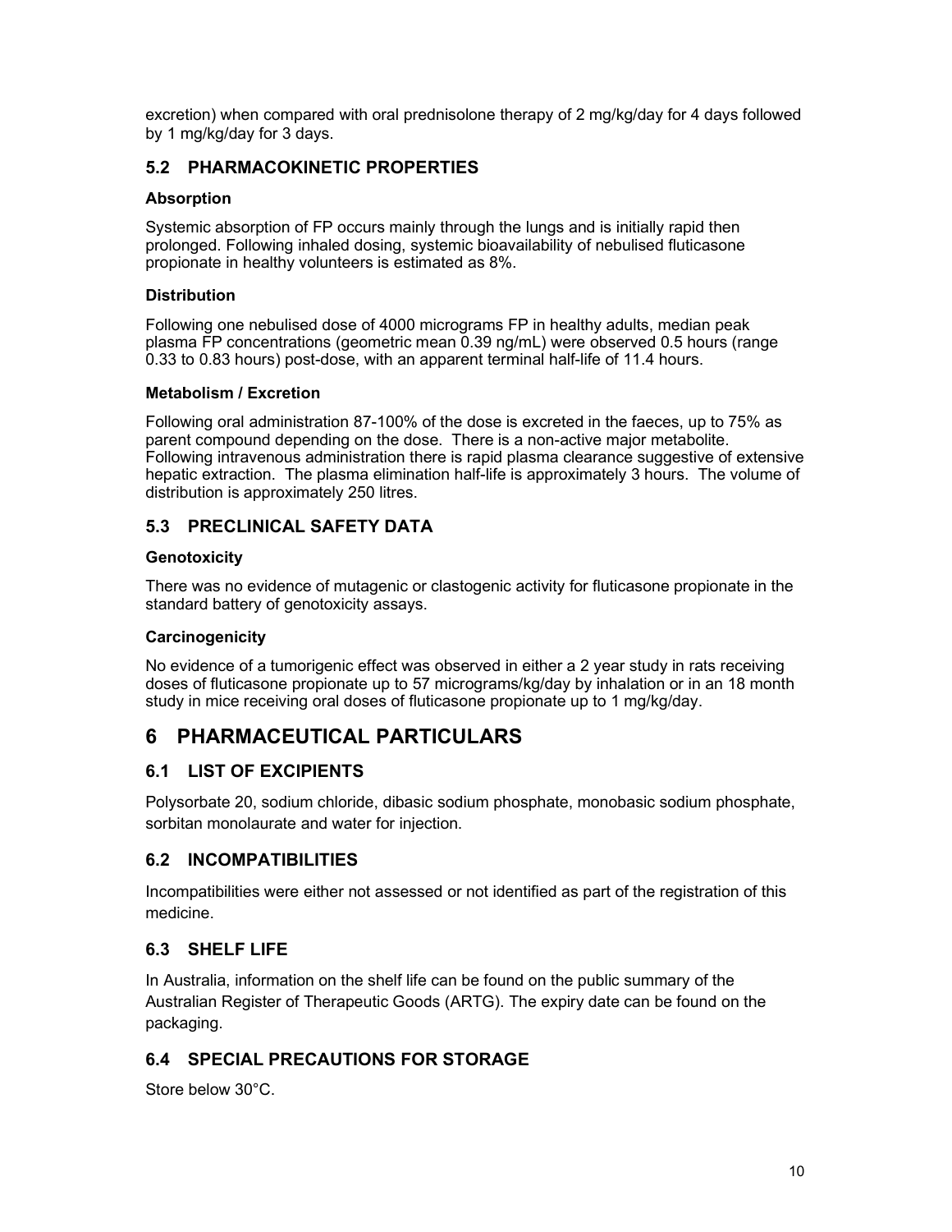excretion) when compared with oral prednisolone therapy of 2 mg/kg/day for 4 days followed by 1 mg/kg/day for 3 days.

## 5.2 PHARMACOKINETIC PROPERTIES

### Absorption

Systemic absorption of FP occurs mainly through the lungs and is initially rapid then prolonged. Following inhaled dosing, systemic bioavailability of nebulised fluticasone propionate in healthy volunteers is estimated as 8%.

### Distribution

Following one nebulised dose of 4000 micrograms FP in healthy adults, median peak plasma FP concentrations (geometric mean 0.39 ng/mL) were observed 0.5 hours (range 0.33 to 0.83 hours) post-dose, with an apparent terminal half-life of 11.4 hours.

### Metabolism / Excretion

Following oral administration 87-100% of the dose is excreted in the faeces, up to 75% as parent compound depending on the dose. There is a non-active major metabolite. Following intravenous administration there is rapid plasma clearance suggestive of extensive hepatic extraction. The plasma elimination half-life is approximately 3 hours. The volume of distribution is approximately 250 litres.

## 5.3 PRECLINICAL SAFETY DATA

### Genotoxicity

There was no evidence of mutagenic or clastogenic activity for fluticasone propionate in the standard battery of genotoxicity assays.

### Carcinogenicity

No evidence of a tumorigenic effect was observed in either a 2 year study in rats receiving doses of fluticasone propionate up to 57 micrograms/kg/day by inhalation or in an 18 month study in mice receiving oral doses of fluticasone propionate up to 1 mg/kg/day.

# 6 PHARMACEUTICAL PARTICULARS

## 6.1 LIST OF EXCIPIENTS

Polysorbate 20, sodium chloride, dibasic sodium phosphate, monobasic sodium phosphate, sorbitan monolaurate and water for injection.

## 6.2 INCOMPATIBILITIES

Incompatibilities were either not assessed or not identified as part of the registration of this medicine.

## 6.3 SHELF LIFE

In Australia, information on the shelf life can be found on the public summary of the Australian Register of Therapeutic Goods (ARTG). The expiry date can be found on the packaging.

## 6.4 SPECIAL PRECAUTIONS FOR STORAGE

Store below 30°C.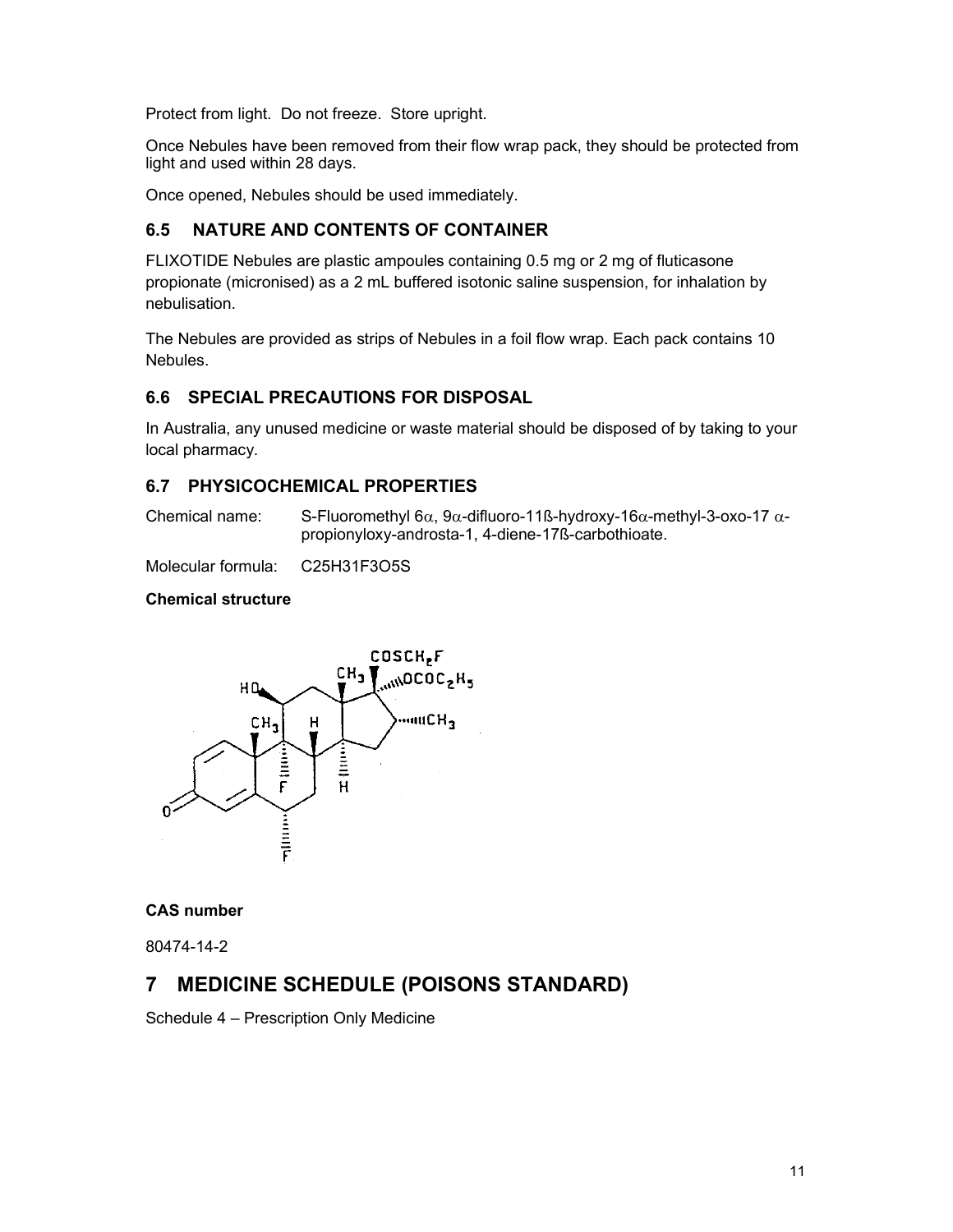Protect from light. Do not freeze. Store upright.

Once Nebules have been removed from their flow wrap pack, they should be protected from light and used within 28 days.

Once opened, Nebules should be used immediately.

## 6.5 NATURE AND CONTENTS OF CONTAINER

FLIXOTIDE Nebules are plastic ampoules containing 0.5 mg or 2 mg of fluticasone propionate (micronised) as a 2 mL buffered isotonic saline suspension, for inhalation by nebulisation.

The Nebules are provided as strips of Nebules in a foil flow wrap. Each pack contains 10 Nebules.

## 6.6 SPECIAL PRECAUTIONS FOR DISPOSAL

In Australia, any unused medicine or waste material should be disposed of by taking to your local pharmacy.

## 6.7 PHYSICOCHEMICAL PROPERTIES

Chemical name: S-Fluoromethyl 6α, 9α-difluoro-11ß-hydroxy-16α-methyl-3-oxo-17 α-propionyloxy-androsta-1, 4-diene-17ß-carbothioate.

Molecular formula: $C_{25}H_{31}F_3O_5S$

**Chemical structure**

**CAS number**

80474-14-2

# 7 MEDICINE SCHEDULE (POISONS STANDARD)

Schedule 4 – Prescription Only Medicine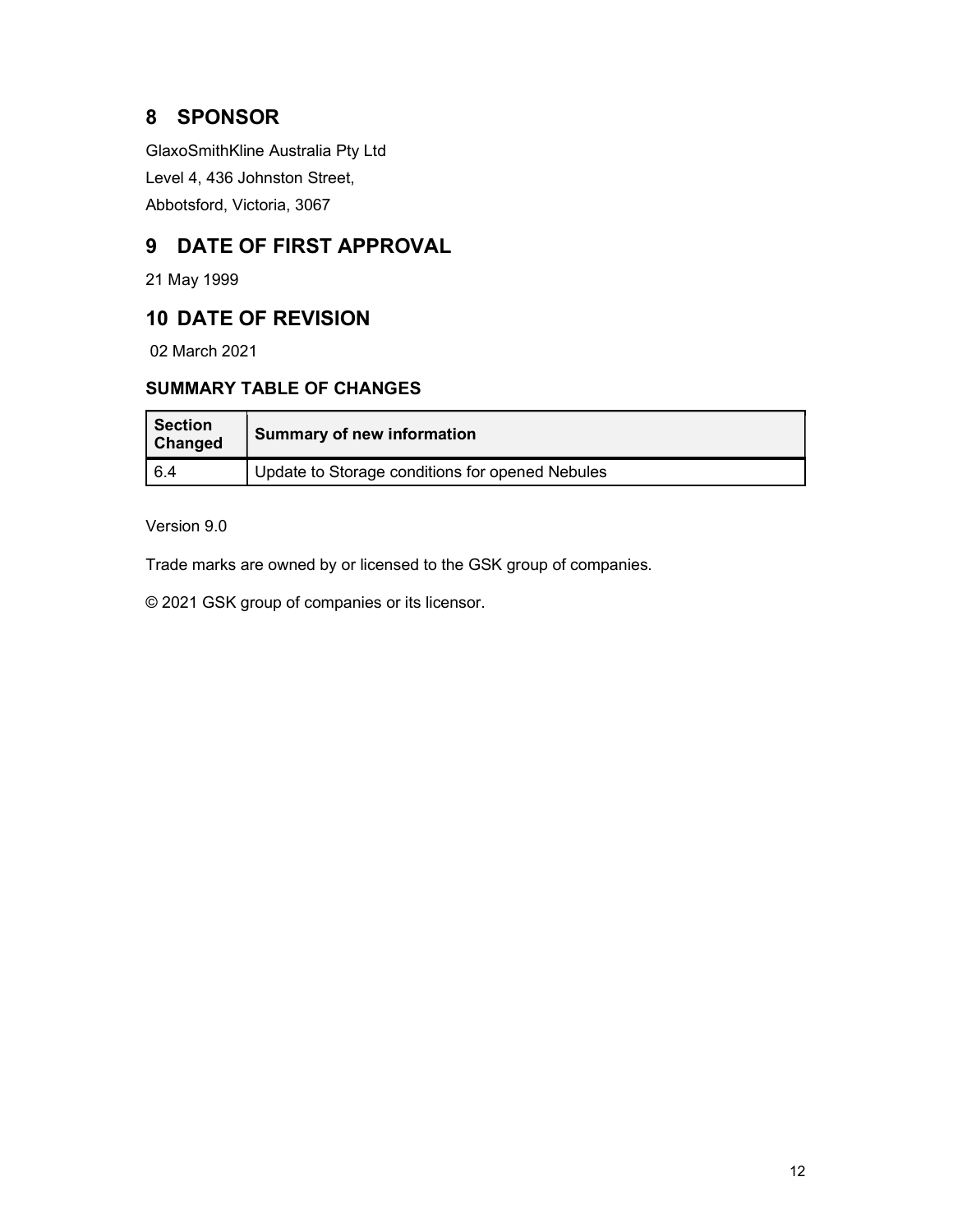# 8 SPONSOR

GlaxoSmithKline Australia Pty Ltd

Level 4, 436 Johnston Street,

Abbotsford, Victoria, 3067

# 9 DATE OF FIRST APPROVAL

21 May 1999

# 10 DATE OF REVISION

02 March 2021

### SUMMARY TABLE OF CHANGES

| Section Changed | Summary of new information |
|---|---|
| 6.4 | Update to Storage conditions for opened Nebules |

Version 9.0

Trade marks are owned by or licensed to the GSK group of companies.

© 2021 GSK group of companies or its licensor.